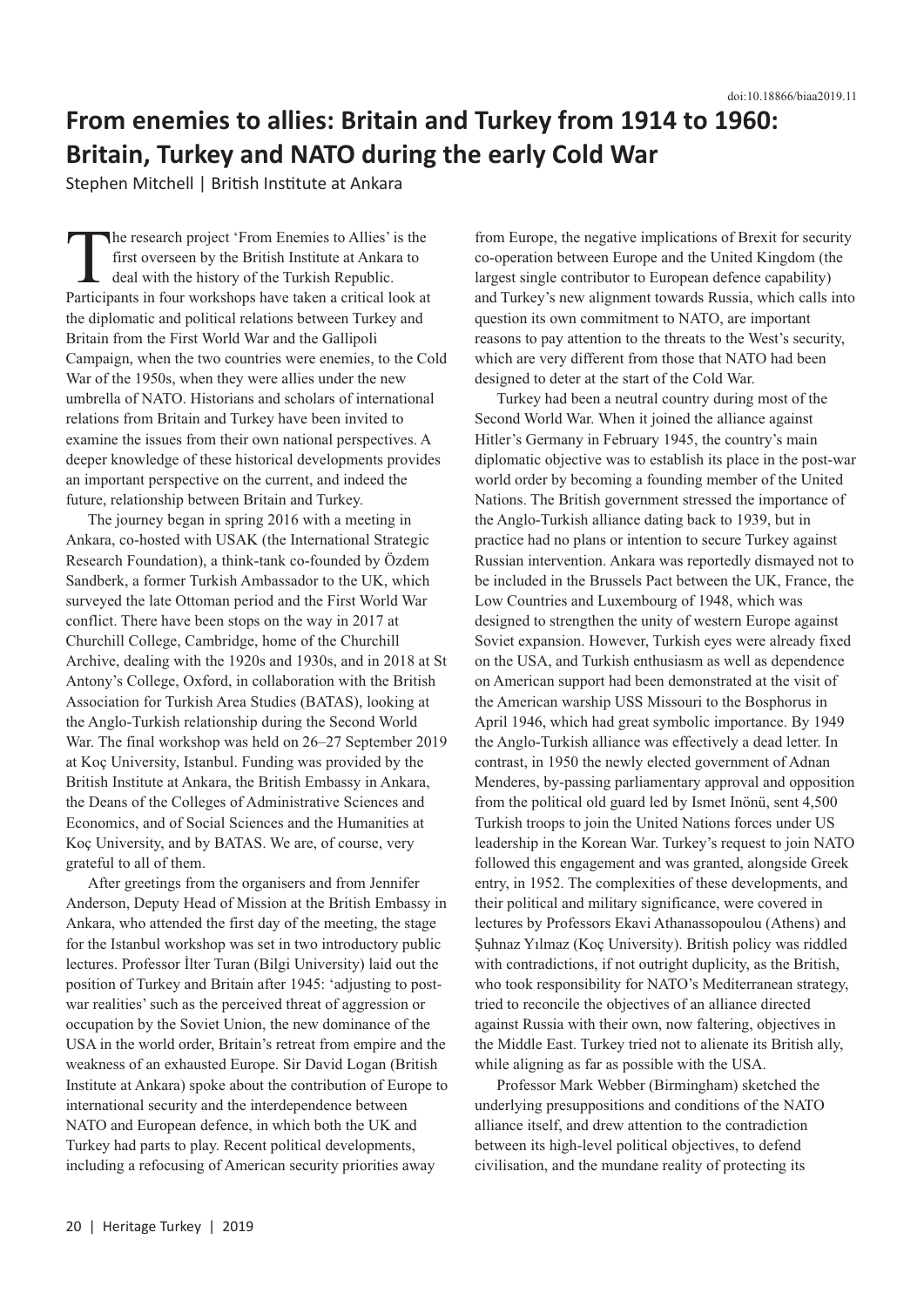doi:10.18866/biaa2019.11

# From enemies to allies: Britain and Turkey from 1914 to 1960: Britain, Turkey and NATO during the early Cold War

Stephen Mitchell | British Institute at Ankara

The research project 'From Enemies to Allies' is the first overseen by the British Institute at Ankara to deal with the history of the Turkish Republic. Participants in four workshops have taken a critical look at the diplomatic and political relations between Turkey and Britain from the First World War and the Gallipoli Campaign, when the two countries were enemies, to the Cold War of the 1950s, when they were allies under the new umbrella of NATO. Historians and scholars of international relations from Britain and Turkey have been invited to examine the issues from their own national perspectives. A deeper knowledge of these historical developments provides an important perspective on the current, and indeed the future, relationship between Britain and Turkey.

The journey began in spring 2016 with a meeting in Ankara, co-hosted with USAK (the International Strategic Research Foundation), a think-tank co-founded by Özdem Sandberk, a former Turkish Ambassador to the UK, which surveyed the late Ottoman period and the First World War conflict. There have been stops on the way in 2017 at Churchill College, Cambridge, home of the Churchill Archive, dealing with the 1920s and 1930s, and in 2018 at St Antony's College, Oxford, in collaboration with the British Association for Turkish Area Studies (BATAS), looking at the Anglo-Turkish relationship during the Second World War. The final workshop was held on 26–27 September 2019 at Koç University, Istanbul. Funding was provided by the British Institute at Ankara, the British Embassy in Ankara, the Deans of the Colleges of Administrative Sciences and Economics, and of Social Sciences and the Humanities at Koç University, and by BATAS. We are, of course, very grateful to all of them.

After greetings from the organisers and from Jennifer Anderson, Deputy Head of Mission at the British Embassy in Ankara, who attended the first day of the meeting, the stage for the Istanbul workshop was set in two introductory public lectures. Professor İlter Turan (Bilgi University) laid out the position of Turkey and Britain after 1945: 'adjusting to post-war realities' such as the perceived threat of aggression or occupation by the Soviet Union, the new dominance of the USA in the world order, Britain's retreat from empire and the weakness of an exhausted Europe. Sir David Logan (British Institute at Ankara) spoke about the contribution of Europe to international security and the interdependence between NATO and European defence, in which both the UK and Turkey had parts to play. Recent political developments, including a refocusing of American security priorities away from Europe, the negative implications of Brexit for security co-operation between Europe and the United Kingdom (the largest single contributor to European defence capability) and Turkey's new alignment towards Russia, which calls into question its own commitment to NATO, are important reasons to pay attention to the threats to the West's security, which are very different from those that NATO had been designed to deter at the start of the Cold War.

Turkey had been a neutral country during most of the Second World War. When it joined the alliance against Hitler's Germany in February 1945, the country's main diplomatic objective was to establish its place in the post-war world order by becoming a founding member of the United Nations. The British government stressed the importance of the Anglo-Turkish alliance dating back to 1939, but in practice had no plans or intention to secure Turkey against Russian intervention. Ankara was reportedly dismayed not to be included in the Brussels Pact between the UK, France, the Low Countries and Luxembourg of 1948, which was designed to strengthen the unity of western Europe against Soviet expansion. However, Turkish eyes were already fixed on the USA, and Turkish enthusiasm as well as dependence on American support had been demonstrated at the visit of the American warship USS Missouri to the Bosphorus in April 1946, which had great symbolic importance. By 1949 the Anglo-Turkish alliance was effectively a dead letter. In contrast, in 1950 the newly elected government of Adnan Menderes, by-passing parliamentary approval and opposition from the political old guard led by Ismet Inönü, sent 4,500 Turkish troops to join the United Nations forces under US leadership in the Korean War. Turkey's request to join NATO followed this engagement and was granted, alongside Greek entry, in 1952. The complexities of these developments, and their political and military significance, were covered in lectures by Professors Ekavi Athanassopoulou (Athens) and Şuhnaz Yılmaz (Koç University). British policy was riddled with contradictions, if not outright duplicity, as the British, who took responsibility for NATO's Mediterranean strategy, tried to reconcile the objectives of an alliance directed against Russia with their own, now faltering, objectives in the Middle East. Turkey tried not to alienate its British ally, while aligning as far as possible with the USA.

Professor Mark Webber (Birmingham) sketched the underlying presuppositions and conditions of the NATO alliance itself, and drew attention to the contradiction between its high-level political objectives, to defend civilisation, and the mundane reality of protecting its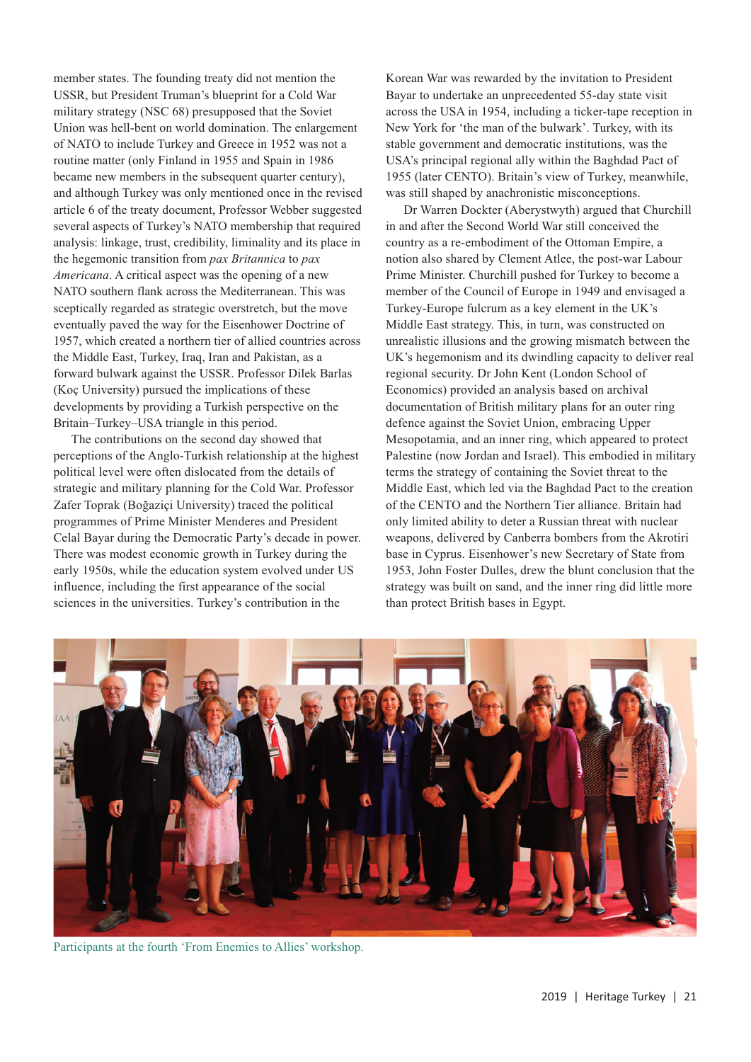member states. The founding treaty did not mention the USSR, but President Truman's blueprint for a Cold War military strategy (NSC 68) presupposed that the Soviet Union was hell-bent on world domination. The enlargement of NATO to include Turkey and Greece in 1952 was not a routine matter (only Finland in 1955 and Spain in 1986 became new members in the subsequent quarter century), and although Turkey was only mentioned once in the revised article 6 of the treaty document, Professor Webber suggested several aspects of Turkey's NATO membership that required analysis: linkage, trust, credibility, liminality and its place in the hegemonic transition from *pax Britannica* to *pax Americana*. A critical aspect was the opening of a new NATO southern flank across the Mediterranean. This was sceptically regarded as strategic overstretch, but the move eventually paved the way for the Eisenhower Doctrine of 1957, which created a northern tier of allied countries across the Middle East, Turkey, Iraq, Iran and Pakistan, as a forward bulwark against the USSR. Professor Dilek Barlas (Koç University) pursued the implications of these developments by providing a Turkish perspective on the Britain–Turkey–USA triangle in this period.

The contributions on the second day showed that perceptions of the Anglo-Turkish relationship at the highest political level were often dislocated from the details of strategic and military planning for the Cold War. Professor Zafer Toprak (Boğaziçi University) traced the political programmes of Prime Minister Menderes and President Celal Bayar during the Democratic Party's decade in power. There was modest economic growth in Turkey during the early 1950s, while the education system evolved under US influence, including the first appearance of the social sciences in the universities. Turkey's contribution in the Korean War was rewarded by the invitation to President Bayar to undertake an unprecedented 55-day state visit across the USA in 1954, including a ticker-tape reception in New York for 'the man of the bulwark'. Turkey, with its stable government and democratic institutions, was the USA's principal regional ally within the Baghdad Pact of 1955 (later CENTO). Britain's view of Turkey, meanwhile, was still shaped by anachronistic misconceptions.

Dr Warren Dockter (Aberystwyth) argued that Churchill in and after the Second World War still conceived the country as a re-embodiment of the Ottoman Empire, a notion also shared by Clement Atlee, the post-war Labour Prime Minister. Churchill pushed for Turkey to become a member of the Council of Europe in 1949 and envisaged a Turkey-Europe fulcrum as a key element in the UK's Middle East strategy. This, in turn, was constructed on unrealistic illusions and the growing mismatch between the UK's hegemonism and its dwindling capacity to deliver real regional security. Dr John Kent (London School of Economics) provided an analysis based on archival documentation of British military plans for an outer ring defence against the Soviet Union, embracing Upper Mesopotamia, and an inner ring, which appeared to protect Palestine (now Jordan and Israel). This embodied in military terms the strategy of containing the Soviet threat to the Middle East, which led via the Baghdad Pact to the creation of the CENTO and the Northern Tier alliance. Britain had only limited ability to deter a Russian threat with nuclear weapons, delivered by Canberra bombers from the Akrotiri base in Cyprus. Eisenhower's new Secretary of State from 1953, John Foster Dulles, drew the blunt conclusion that the strategy was built on sand, and the inner ring did little more than protect British bases in Egypt.

Participants at the fourth 'From Enemies to Allies' workshop.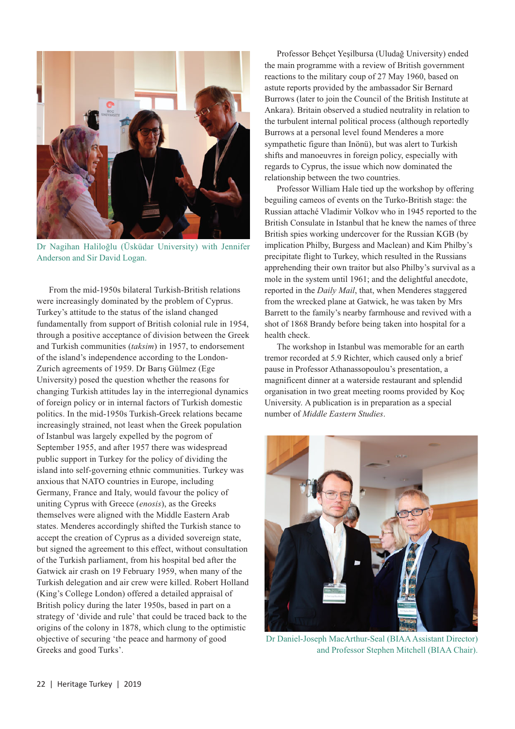Dr Nagihan Haliloğlu (Üsküdar University) with Jennifer Anderson and Sir David Logan.

From the mid-1950s bilateral Turkish-British relations were increasingly dominated by the problem of Cyprus. Turkey's attitude to the status of the island changed fundamentally from support of British colonial rule in 1954, through a positive acceptance of division between the Greek and Turkish communities (*taksim*) in 1957, to endorsement of the island's independence according to the London-Zurich agreements of 1959. Dr Barış Gülmez (Ege University) posed the question whether the reasons for changing Turkish attitudes lay in the interregional dynamics of foreign policy or in internal factors of Turkish domestic politics. In the mid-1950s Turkish-Greek relations became increasingly strained, not least when the Greek population of Istanbul was largely expelled by the pogrom of September 1955, and after 1957 there was widespread public support in Turkey for the policy of dividing the island into self-governing ethnic communities. Turkey was anxious that NATO countries in Europe, including Germany, France and Italy, would favour the policy of uniting Cyprus with Greece (*enosis*), as the Greeks themselves were aligned with the Middle Eastern Arab states. Menderes accordingly shifted the Turkish stance to accept the creation of Cyprus as a divided sovereign state, but signed the agreement to this effect, without consultation of the Turkish parliament, from his hospital bed after the Gatwick air crash on 19 February 1959, when many of the Turkish delegation and air crew were killed. Robert Holland (King's College London) offered a detailed appraisal of British policy during the later 1950s, based in part on a strategy of 'divide and rule' that could be traced back to the origins of the colony in 1878, which clung to the optimistic objective of securing 'the peace and harmony of good Greeks and good Turks'.

Professor Behçet Yeşilbursa (Uludağ University) ended the main programme with a review of British government reactions to the military coup of 27 May 1960, based on astute reports provided by the ambassador Sir Bernard Burrows (later to join the Council of the British Institute at Ankara). Britain observed a studied neutrality in relation to the turbulent internal political process (although reportedly Burrows at a personal level found Menderes a more sympathetic figure than Inönü), but was alert to Turkish shifts and manoeuvres in foreign policy, especially with regards to Cyprus, the issue which now dominated the relationship between the two countries.

Professor William Hale tied up the workshop by offering beguiling cameos of events on the Turko-British stage: the Russian attaché Vladimir Volkov who in 1945 reported to the British Consulate in Istanbul that he knew the names of three British spies working undercover for the Russian KGB (by implication Philby, Burgess and Maclean) and Kim Philby's precipitate flight to Turkey, which resulted in the Russians apprehending their own traitor but also Philby's survival as a mole in the system until 1961; and the delightful anecdote, reported in the *Daily Mail*, that, when Menderes staggered from the wrecked plane at Gatwick, he was taken by Mrs Barrett to the family's nearby farmhouse and revived with a shot of 1868 Brandy before being taken into hospital for a health check.

The workshop in Istanbul was memorable for an earth tremor recorded at 5.9 Richter, which caused only a brief pause in Professor Athanassopoulou's presentation, a magnificent dinner at a waterside restaurant and splendid organisation in two great meeting rooms provided by Koç University. A publication is in preparation as a special number of *Middle Eastern Studies*.

Dr Daniel-Joseph MacArthur-Seal (BIAA Assistant Director) and Professor Stephen Mitchell (BIAA Chair).